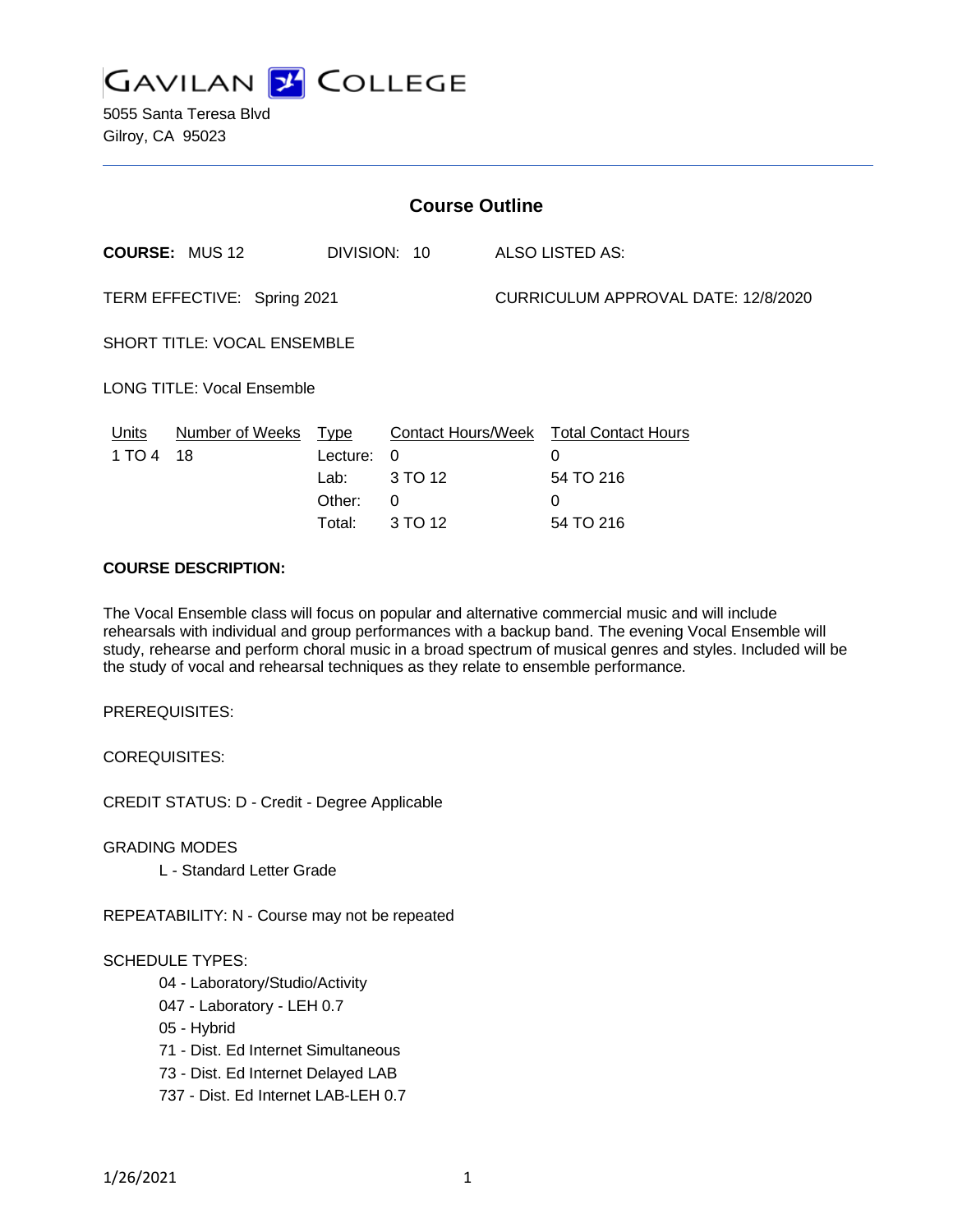# GAVILAN COLLEGE

5055 Santa Teresa Blvd
Gilroy, CA 95023

## Course Outline

**COURSE:** MUS 12 DIVISION: 10 ALSO LISTED AS:

TERM EFFECTIVE: Spring 2021 CURRICULUM APPROVAL DATE: 12/8/2020

SHORT TITLE: VOCAL ENSEMBLE

LONG TITLE: Vocal Ensemble

| Units | Number of Weeks | Type | Contact Hours/Week | Total Contact Hours |
|---|---|---|---|---|
| 1 TO 4 | 18 | Lecture: | 0 | 0 |
| | | Lab: | 3 TO 12 | 54 TO 216 |
| | | Other: | 0 | 0 |
| | | Total: | 3 TO 12 | 54 TO 216 |

**COURSE DESCRIPTION:**

The Vocal Ensemble class will focus on popular and alternative commercial music and will include rehearsals with individual and group performances with a backup band. The evening Vocal Ensemble will study, rehearse and perform choral music in a broad spectrum of musical genres and styles. Included will be the study of vocal and rehearsal techniques as they relate to ensemble performance.

PREREQUISITES:

COREQUISITES:

CREDIT STATUS: D - Credit - Degree Applicable

GRADING MODES

- L - Standard Letter Grade

REPEATABILITY: N - Course may not be repeated

SCHEDULE TYPES:

- 04 - Laboratory/Studio/Activity
- 047 - Laboratory - LEH 0.7
- 05 - Hybrid
- 71 - Dist. Ed Internet Simultaneous
- 73 - Dist. Ed Internet Delayed LAB
- 737 - Dist. Ed Internet LAB-LEH 0.7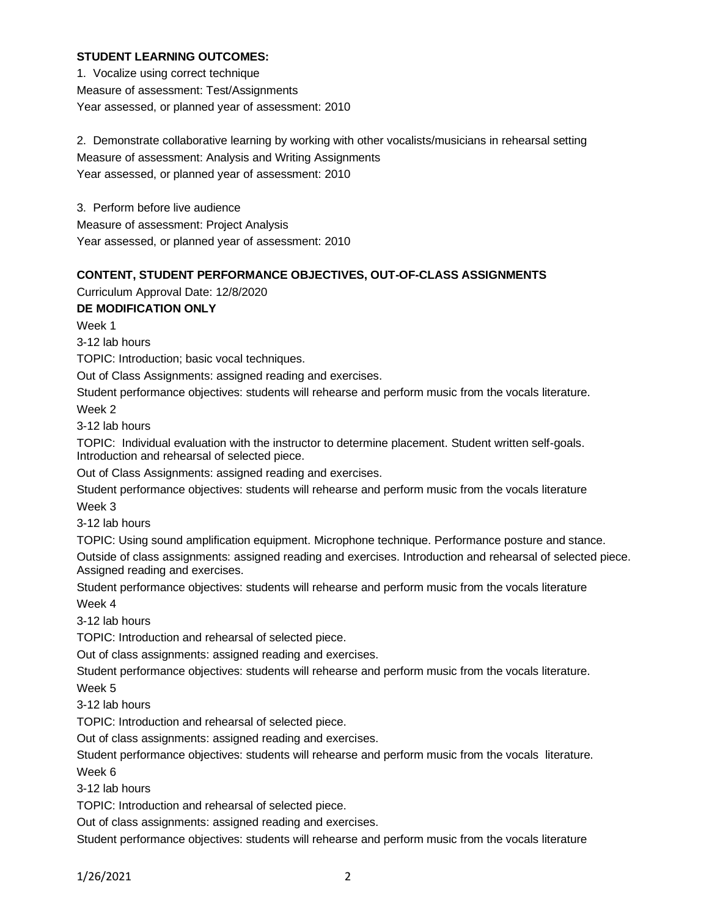**STUDENT LEARNING OUTCOMES:**

1. Vocalize using correct technique
Measure of assessment: Test/Assignments
Year assessed, or planned year of assessment: 2010

2. Demonstrate collaborative learning by working with other vocalists/musicians in rehearsal setting
Measure of assessment: Analysis and Writing Assignments
Year assessed, or planned year of assessment: 2010

3. Perform before live audience
Measure of assessment: Project Analysis
Year assessed, or planned year of assessment: 2010

**CONTENT, STUDENT PERFORMANCE OBJECTIVES, OUT-OF-CLASS ASSIGNMENTS**

Curriculum Approval Date: 12/8/2020

**DE MODIFICATION ONLY**

Week 1

3-12 lab hours

TOPIC: Introduction; basic vocal techniques.

Out of Class Assignments: assigned reading and exercises.

Student performance objectives: students will rehearse and perform music from the vocals literature.

Week 2

3-12 lab hours

TOPIC: Individual evaluation with the instructor to determine placement. Student written self-goals. Introduction and rehearsal of selected piece.

Out of Class Assignments: assigned reading and exercises.

Student performance objectives: students will rehearse and perform music from the vocals literature

Week 3

3-12 lab hours

TOPIC: Using sound amplification equipment. Microphone technique. Performance posture and stance.

Outside of class assignments: assigned reading and exercises. Introduction and rehearsal of selected piece. Assigned reading and exercises.

Student performance objectives: students will rehearse and perform music from the vocals literature

Week 4

3-12 lab hours

TOPIC: Introduction and rehearsal of selected piece.

Out of class assignments: assigned reading and exercises.

Student performance objectives: students will rehearse and perform music from the vocals literature.

Week 5

3-12 lab hours

TOPIC: Introduction and rehearsal of selected piece.

Out of class assignments: assigned reading and exercises.

Student performance objectives: students will rehearse and perform music from the vocals literature.

Week 6

3-12 lab hours

TOPIC: Introduction and rehearsal of selected piece.

Out of class assignments: assigned reading and exercises.

Student performance objectives: students will rehearse and perform music from the vocals literature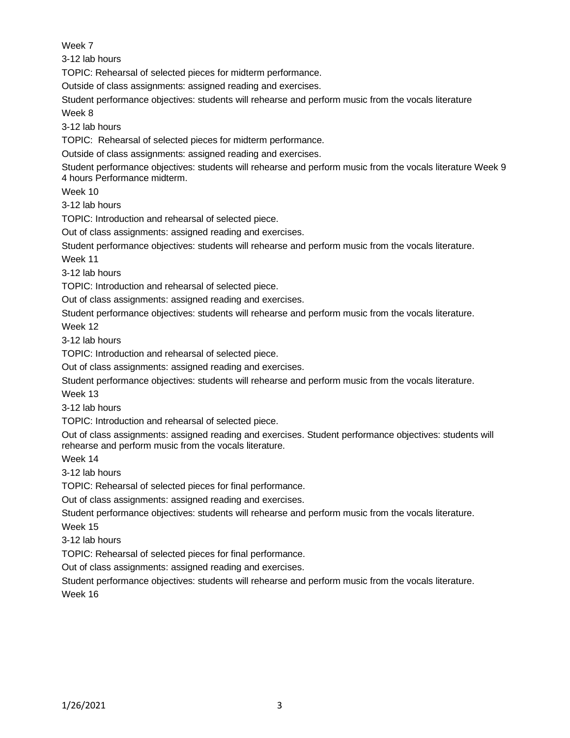Week 7

3-12 lab hours

TOPIC: Rehearsal of selected pieces for midterm performance.

Outside of class assignments: assigned reading and exercises.

Student performance objectives: students will rehearse and perform music from the vocals literature

Week 8

3-12 lab hours

TOPIC:  Rehearsal of selected pieces for midterm performance.

Outside of class assignments: assigned reading and exercises.

Student performance objectives: students will rehearse and perform music from the vocals literature Week 9 4 hours Performance midterm.

Week 10

3-12 lab hours

TOPIC: Introduction and rehearsal of selected piece.

Out of class assignments: assigned reading and exercises.

Student performance objectives: students will rehearse and perform music from the vocals literature.

Week 11

3-12 lab hours

TOPIC: Introduction and rehearsal of selected piece.

Out of class assignments: assigned reading and exercises.

Student performance objectives: students will rehearse and perform music from the vocals literature.

Week 12

3-12 lab hours

TOPIC: Introduction and rehearsal of selected piece.

Out of class assignments: assigned reading and exercises.

Student performance objectives: students will rehearse and perform music from the vocals literature.

Week 13

3-12 lab hours

TOPIC: Introduction and rehearsal of selected piece.

Out of class assignments: assigned reading and exercises. Student performance objectives: students will rehearse and perform music from the vocals literature.

Week 14

3-12 lab hours

TOPIC: Rehearsal of selected pieces for final performance.

Out of class assignments: assigned reading and exercises.

Student performance objectives: students will rehearse and perform music from the vocals literature.

Week 15

3-12 lab hours

TOPIC: Rehearsal of selected pieces for final performance.

Out of class assignments: assigned reading and exercises.

Student performance objectives: students will rehearse and perform music from the vocals literature.

Week 16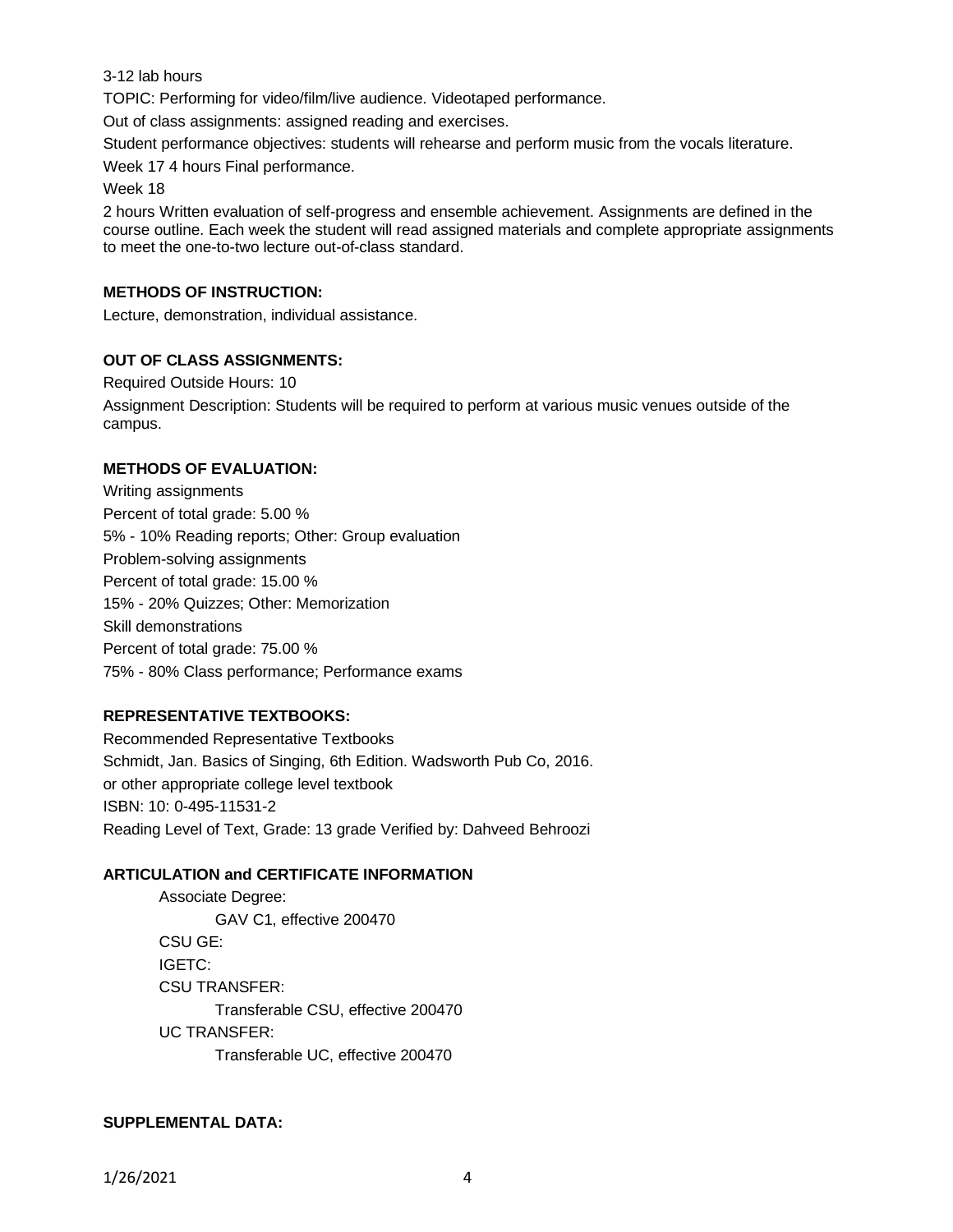3-12 lab hours

TOPIC: Performing for video/film/live audience. Videotaped performance.

Out of class assignments: assigned reading and exercises.

Student performance objectives: students will rehearse and perform music from the vocals literature.

Week 17 4 hours Final performance.

Week 18

2 hours Written evaluation of self-progress and ensemble achievement. Assignments are defined in the course outline. Each week the student will read assigned materials and complete appropriate assignments to meet the one-to-two lecture out-of-class standard.

**METHODS OF INSTRUCTION:**

Lecture, demonstration, individual assistance.

**OUT OF CLASS ASSIGNMENTS:**

Required Outside Hours: 10

Assignment Description: Students will be required to perform at various music venues outside of the campus.

**METHODS OF EVALUATION:**

Writing assignments

Percent of total grade: 5.00 %

5% - 10% Reading reports; Other: Group evaluation

Problem-solving assignments

Percent of total grade: 15.00 %

15% - 20% Quizzes; Other: Memorization

Skill demonstrations

Percent of total grade: 75.00 %

75% - 80% Class performance; Performance exams

**REPRESENTATIVE TEXTBOOKS:**

Recommended Representative Textbooks

Schmidt, Jan. Basics of Singing, 6th Edition. Wadsworth Pub Co, 2016.

or other appropriate college level textbook

ISBN: 10: 0-495-11531-2

Reading Level of Text, Grade: 13 grade Verified by: Dahveed Behroozi

**ARTICULATION and CERTIFICATE INFORMATION**

Associate Degree:

GAV C1, effective 200470

CSU GE:

IGETC:

CSU TRANSFER:

Transferable CSU, effective 200470

UC TRANSFER:

Transferable UC, effective 200470

**SUPPLEMENTAL DATA:**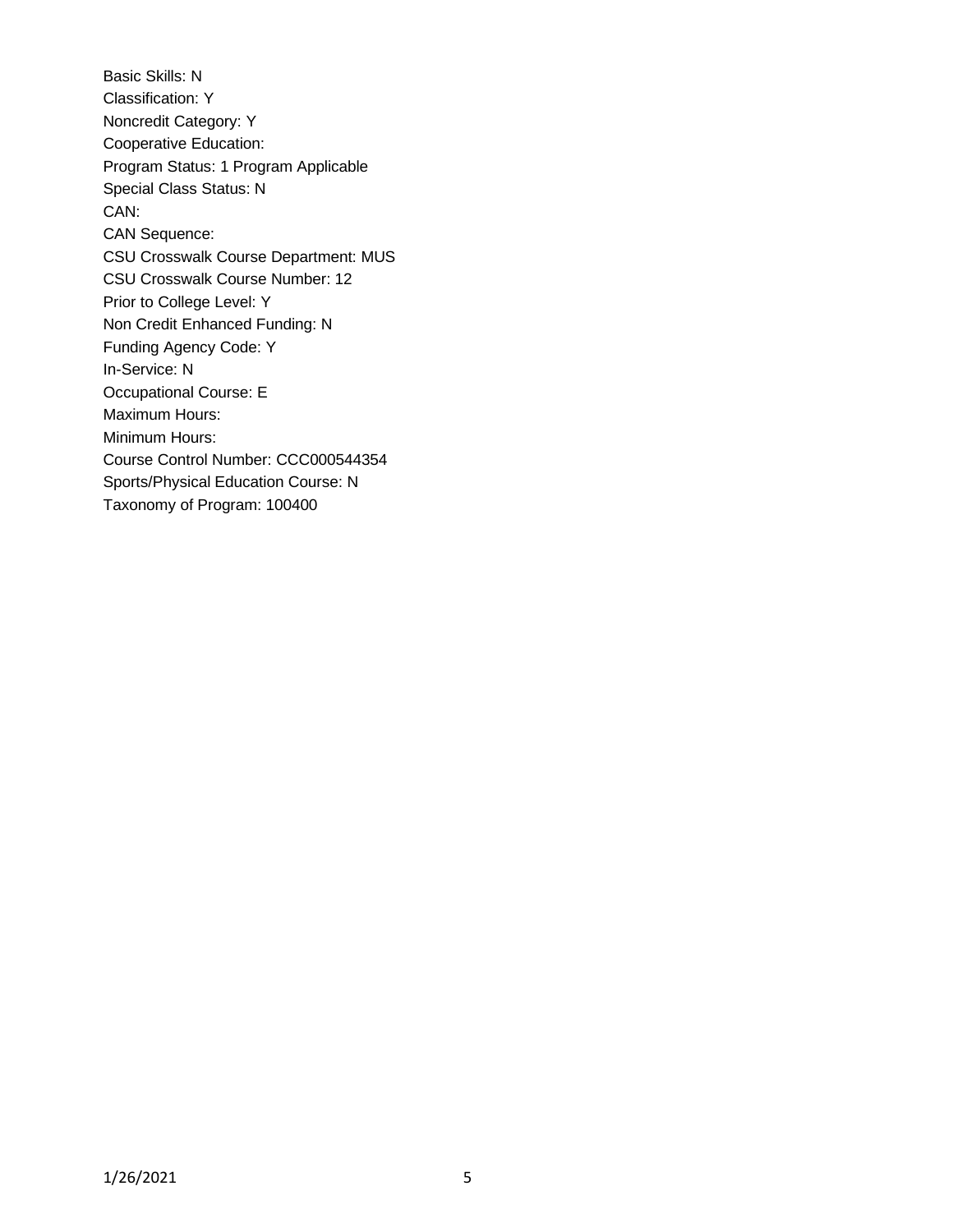Basic Skills: N
Classification: Y
Noncredit Category: Y
Cooperative Education:
Program Status: 1 Program Applicable
Special Class Status: N
CAN:
CAN Sequence:
CSU Crosswalk Course Department: MUS
CSU Crosswalk Course Number: 12
Prior to College Level: Y
Non Credit Enhanced Funding: N
Funding Agency Code: Y
In-Service: N
Occupational Course: E
Maximum Hours:
Minimum Hours:
Course Control Number: CCC000544354
Sports/Physical Education Course: N
Taxonomy of Program: 100400